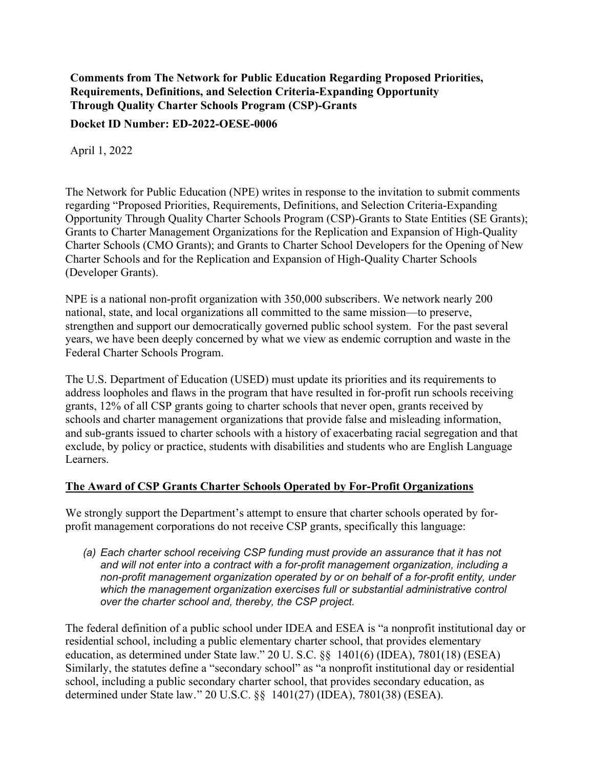**Comments from The Network for Public Education Regarding Proposed Priorities, Requirements, Definitions, and Selection Criteria-Expanding Opportunity Through Quality Charter Schools Program (CSP)-Grants**

**Docket ID Number: ED-2022-OESE-0006**

April 1, 2022

The Network for Public Education (NPE) writes in response to the invitation to submit comments regarding "Proposed Priorities, Requirements, Definitions, and Selection Criteria-Expanding Opportunity Through Quality Charter Schools Program (CSP)-Grants to State Entities (SE Grants); Grants to Charter Management Organizations for the Replication and Expansion of High-Quality Charter Schools (CMO Grants); and Grants to Charter School Developers for the Opening of New Charter Schools and for the Replication and Expansion of High-Quality Charter Schools (Developer Grants).

NPE is a national non-profit organization with 350,000 subscribers. We network nearly 200 national, state, and local organizations all committed to the same mission—to preserve, strengthen and support our democratically governed public school system. For the past several years, we have been deeply concerned by what we view as endemic corruption and waste in the Federal Charter Schools Program.

The U.S. Department of Education (USED) must update its priorities and its requirements to address loopholes and flaws in the program that have resulted in for-profit run schools receiving grants, 12% of all CSP grants going to charter schools that never open, grants received by schools and charter management organizations that provide false and misleading information, and sub-grants issued to charter schools with a history of exacerbating racial segregation and that exclude, by policy or practice, students with disabilities and students who are English Language Learners.

**<u>The Award of CSP Grants Charter Schools Operated by For-Profit Organizations</u>**

We strongly support the Department's attempt to ensure that charter schools operated by for-profit management corporations do not receive CSP grants, specifically this language:

> *(a) Each charter school receiving CSP funding must provide an assurance that it has not and will not enter into a contract with a for-profit management organization, including a non-profit management organization operated by or on behalf of a for-profit entity, under which the management organization exercises full or substantial administrative control over the charter school and, thereby, the CSP project.*

The federal definition of a public school under IDEA and ESEA is "a nonprofit institutional day or residential school, including a public elementary charter school, that provides elementary education, as determined under State law." 20 U. S.C. §§ 1401(6) (IDEA), 7801(18) (ESEA) Similarly, the statutes define a "secondary school" as "a nonprofit institutional day or residential school, including a public secondary charter school, that provides secondary education, as determined under State law." 20 U.S.C. §§ 1401(27) (IDEA), 7801(38) (ESEA).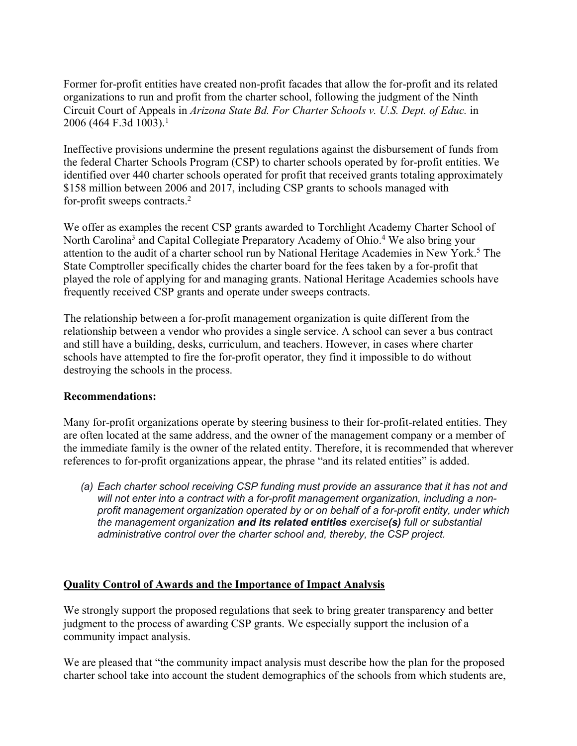Former for-profit entities have created non-profit facades that allow the for-profit and its related organizations to run and profit from the charter school, following the judgment of the Ninth Circuit Court of Appeals in *Arizona State Bd. For Charter Schools v. U.S. Dept. of Educ.* in 2006 (464 F.3d 1003).[1]

Ineffective provisions undermine the present regulations against the disbursement of funds from the federal Charter Schools Program (CSP) to charter schools operated by for-profit entities. We identified over 440 charter schools operated for profit that received grants totaling approximately $158 million between 2006 and 2017, including CSP grants to schools managed with for-profit sweeps contracts.[2]

We offer as examples the recent CSP grants awarded to Torchlight Academy Charter School of North Carolina[3] and Capital Collegiate Preparatory Academy of Ohio.[4] We also bring your attention to the audit of a charter school run by National Heritage Academies in New York.[5] The State Comptroller specifically chides the charter board for the fees taken by a for-profit that played the role of applying for and managing grants. National Heritage Academies schools have frequently received CSP grants and operate under sweeps contracts.

The relationship between a for-profit management organization is quite different from the relationship between a vendor who provides a single service. A school can sever a bus contract and still have a building, desks, curriculum, and teachers. However, in cases where charter schools have attempted to fire the for-profit operator, they find it impossible to do without destroying the schools in the process.

**Recommendations:**

Many for-profit organizations operate by steering business to their for-profit-related entities. They are often located at the same address, and the owner of the management company or a member of the immediate family is the owner of the related entity. Therefore, it is recommended that wherever references to for-profit organizations appear, the phrase "and its related entities" is added.

(a) *Each charter school receiving CSP funding must provide an assurance that it has not and will not enter into a contract with a for-profit management organization, including a non-profit management organization operated by or on behalf of a for-profit entity, under which the management organization* ***and its related entities*** *exercise****(s)*** *full or substantial administrative control over the charter school and, thereby, the CSP project.*

## Quality Control of Awards and the Importance of Impact Analysis

We strongly support the proposed regulations that seek to bring greater transparency and better judgment to the process of awarding CSP grants. We especially support the inclusion of a community impact analysis.

We are pleased that "the community impact analysis must describe how the plan for the proposed charter school take into account the student demographics of the schools from which students are,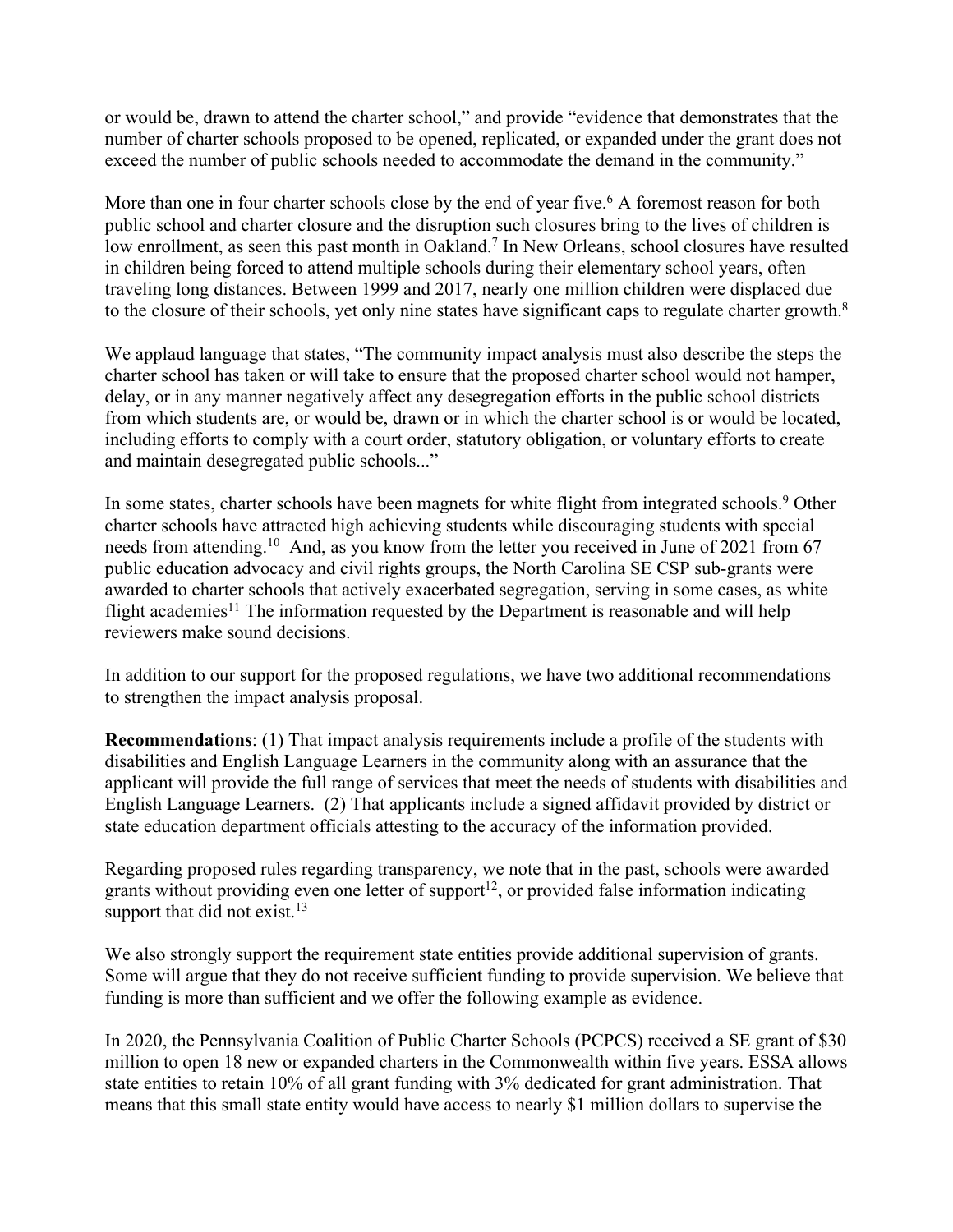or would be, drawn to attend the charter school," and provide "evidence that demonstrates that the number of charter schools proposed to be opened, replicated, or expanded under the grant does not exceed the number of public schools needed to accommodate the demand in the community."

More than one in four charter schools close by the end of year five.[6] A foremost reason for both public school and charter closure and the disruption such closures bring to the lives of children is low enrollment, as seen this past month in Oakland.[7] In New Orleans, school closures have resulted in children being forced to attend multiple schools during their elementary school years, often traveling long distances. Between 1999 and 2017, nearly one million children were displaced due to the closure of their schools, yet only nine states have significant caps to regulate charter growth.[8]

We applaud language that states, "The community impact analysis must also describe the steps the charter school has taken or will take to ensure that the proposed charter school would not hamper, delay, or in any manner negatively affect any desegregation efforts in the public school districts from which students are, or would be, drawn or in which the charter school is or would be located, including efforts to comply with a court order, statutory obligation, or voluntary efforts to create and maintain desegregated public schools..."

In some states, charter schools have been magnets for white flight from integrated schools.[9] Other charter schools have attracted high achieving students while discouraging students with special needs from attending.[10] And, as you know from the letter you received in June of 2021 from 67 public education advocacy and civil rights groups, the North Carolina SE CSP sub-grants were awarded to charter schools that actively exacerbated segregation, serving in some cases, as white flight academies[11] The information requested by the Department is reasonable and will help reviewers make sound decisions.

In addition to our support for the proposed regulations, we have two additional recommendations to strengthen the impact analysis proposal.

**Recommendations**: (1) That impact analysis requirements include a profile of the students with disabilities and English Language Learners in the community along with an assurance that the applicant will provide the full range of services that meet the needs of students with disabilities and English Language Learners. (2) That applicants include a signed affidavit provided by district or state education department officials attesting to the accuracy of the information provided.

Regarding proposed rules regarding transparency, we note that in the past, schools were awarded grants without providing even one letter of support[12], or provided false information indicating support that did not exist.[13]

We also strongly support the requirement state entities provide additional supervision of grants. Some will argue that they do not receive sufficient funding to provide supervision. We believe that funding is more than sufficient and we offer the following example as evidence.

In 2020, the Pennsylvania Coalition of Public Charter Schools (PCPCS) received a SE grant of $30 million to open 18 new or expanded charters in the Commonwealth within five years. ESSA allows state entities to retain 10% of all grant funding with 3% dedicated for grant administration. That means that this small state entity would have access to nearly $1 million dollars to supervise the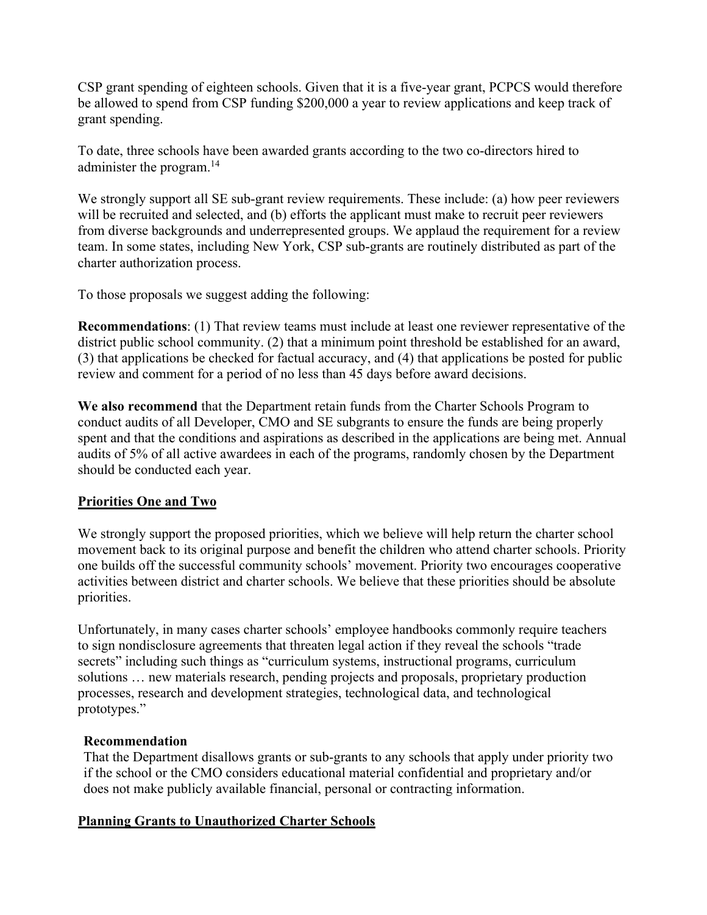CSP grant spending of eighteen schools. Given that it is a five-year grant, PCPCS would therefore be allowed to spend from CSP funding $200,000 a year to review applications and keep track of grant spending.

To date, three schools have been awarded grants according to the two co-directors hired to administer the program.[14]

We strongly support all SE sub-grant review requirements. These include: (a) how peer reviewers will be recruited and selected, and (b) efforts the applicant must make to recruit peer reviewers from diverse backgrounds and underrepresented groups. We applaud the requirement for a review team. In some states, including New York, CSP sub-grants are routinely distributed as part of the charter authorization process.

To those proposals we suggest adding the following:

**Recommendations**: (1) That review teams must include at least one reviewer representative of the district public school community. (2) that a minimum point threshold be established for an award, (3) that applications be checked for factual accuracy, and (4) that applications be posted for public review and comment for a period of no less than 45 days before award decisions.

**We also recommend** that the Department retain funds from the Charter Schools Program to conduct audits of all Developer, CMO and SE subgrants to ensure the funds are being properly spent and that the conditions and aspirations as described in the applications are being met. Annual audits of 5% of all active awardees in each of the programs, randomly chosen by the Department should be conducted each year.

## Priorities One and Two

We strongly support the proposed priorities, which we believe will help return the charter school movement back to its original purpose and benefit the children who attend charter schools. Priority one builds off the successful community schools' movement. Priority two encourages cooperative activities between district and charter schools. We believe that these priorities should be absolute priorities.

Unfortunately, in many cases charter schools' employee handbooks commonly require teachers to sign nondisclosure agreements that threaten legal action if they reveal the schools "trade secrets" including such things as "curriculum systems, instructional programs, curriculum solutions … new materials research, pending projects and proposals, proprietary production processes, research and development strategies, technological data, and technological prototypes."

**Recommendation**
That the Department disallows grants or sub-grants to any schools that apply under priority two if the school or the CMO considers educational material confidential and proprietary and/or does not make publicly available financial, personal or contracting information.

## Planning Grants to Unauthorized Charter Schools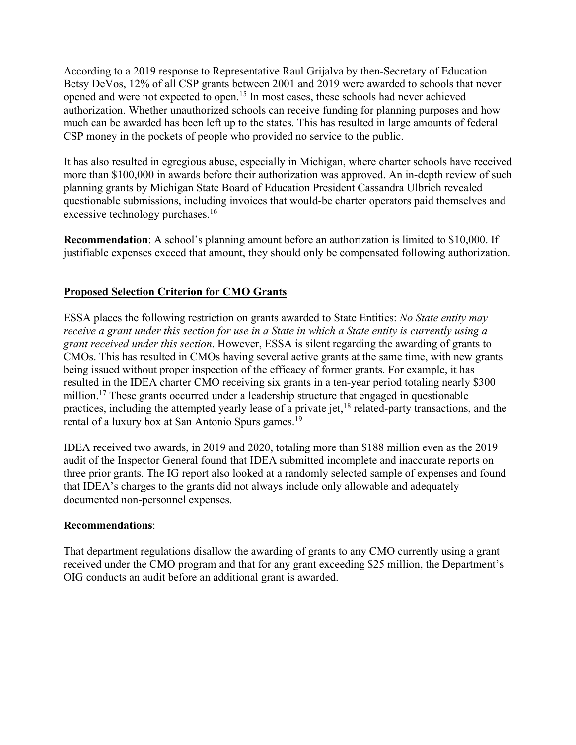According to a 2019 response to Representative Raul Grijalva by then-Secretary of Education Betsy DeVos, 12% of all CSP grants between 2001 and 2019 were awarded to schools that never opened and were not expected to open.[15] In most cases, these schools had never achieved authorization. Whether unauthorized schools can receive funding for planning purposes and how much can be awarded has been left up to the states. This has resulted in large amounts of federal CSP money in the pockets of people who provided no service to the public.

It has also resulted in egregious abuse, especially in Michigan, where charter schools have received more than $100,000 in awards before their authorization was approved. An in-depth review of such planning grants by Michigan State Board of Education President Cassandra Ulbrich revealed questionable submissions, including invoices that would-be charter operators paid themselves and excessive technology purchases.[16]

**Recommendation**: A school's planning amount before an authorization is limited to $10,000. If justifiable expenses exceed that amount, they should only be compensated following authorization.

## Proposed Selection Criterion for CMO Grants

ESSA places the following restriction on grants awarded to State Entities: *No State entity may receive a grant under this section for use in a State in which a State entity is currently using a grant received under this section*. However, ESSA is silent regarding the awarding of grants to CMOs. This has resulted in CMOs having several active grants at the same time, with new grants being issued without proper inspection of the efficacy of former grants. For example, it has resulted in the IDEA charter CMO receiving six grants in a ten-year period totaling nearly $300 million.[17] These grants occurred under a leadership structure that engaged in questionable practices, including the attempted yearly lease of a private jet,[18] related-party transactions, and the rental of a luxury box at San Antonio Spurs games.[19]

IDEA received two awards, in 2019 and 2020, totaling more than $188 million even as the 2019 audit of the Inspector General found that IDEA submitted incomplete and inaccurate reports on three prior grants. The IG report also looked at a randomly selected sample of expenses and found that IDEA's charges to the grants did not always include only allowable and adequately documented non-personnel expenses.

**Recommendations**:

That department regulations disallow the awarding of grants to any CMO currently using a grant received under the CMO program and that for any grant exceeding $25 million, the Department's OIG conducts an audit before an additional grant is awarded.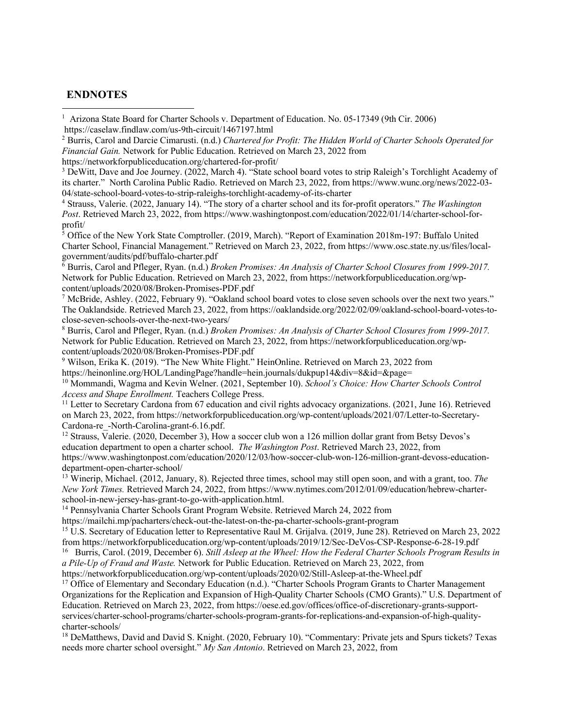## ENDNOTES

[1] Arizona State Board for Charter Schools v. Department of Education. No. 05-17349 (9th Cir. 2006) https://caselaw.findlaw.com/us-9th-circuit/1467197.html

[2] Burris, Carol and Darcie Cimarusti. (n.d.) *Chartered for Profit: The Hidden World of Charter Schools Operated for Financial Gain.* Network for Public Education. Retrieved on March 23, 2022 from https://networkforpubliceducation.org/chartered-for-profit/

[3] DeWitt, Dave and Joe Journey. (2022, March 4). "State school board votes to strip Raleigh's Torchlight Academy of its charter." North Carolina Public Radio. Retrieved on March 23, 2022, from https://www.wunc.org/news/2022-03-04/state-school-board-votes-to-strip-raleighs-torchlight-academy-of-its-charter

[4] Strauss, Valerie. (2022, January 14). "The story of a charter school and its for-profit operators." *The Washington Post*. Retrieved March 23, 2022, from https://www.washingtonpost.com/education/2022/01/14/charter-school-for-profit/

[5] Office of the New York State Comptroller. (2019, March). "Report of Examination 2018m-197: Buffalo United Charter School, Financial Management." Retrieved on March 23, 2022, from https://www.osc.state.ny.us/files/local-government/audits/pdf/buffalo-charter.pdf

[6] Burris, Carol and Pfleger, Ryan. (n.d.) *Broken Promises: An Analysis of Charter School Closures from 1999-2017.* Network for Public Education. Retrieved on March 23, 2022, from https://networkforpubliceducation.org/wp-content/uploads/2020/08/Broken-Promises-PDF.pdf

[7] McBride, Ashley. (2022, February 9). "Oakland school board votes to close seven schools over the next two years." The Oaklandside. Retrieved March 23, 2022, from https://oaklandside.org/2022/02/09/oakland-school-board-votes-to-close-seven-schools-over-the-next-two-years/

[8] Burris, Carol and Pfleger, Ryan. (n.d.) *Broken Promises: An Analysis of Charter School Closures from 1999-2017.* Network for Public Education. Retrieved on March 23, 2022, from https://networkforpubliceducation.org/wp-content/uploads/2020/08/Broken-Promises-PDF.pdf

[9] Wilson, Erika K. (2019). "The New White Flight." HeinOnline. Retrieved on March 23, 2022 from https://heinonline.org/HOL/LandingPage?handle=hein.journals/dukpup14&div=8&id=&page=

[10] Mommandi, Wagma and Kevin Welner. (2021, September 10). *School's Choice: How Charter Schools Control Access and Shape Enrollment.* Teachers College Press.

[11] Letter to Secretary Cardona from 67 education and civil rights advocacy organizations. (2021, June 16). Retrieved on March 23, 2022, from https://networkforpubliceducation.org/wp-content/uploads/2021/07/Letter-to-Secretary-Cardona-re_-North-Carolina-grant-6.16.pdf.

[12] Strauss, Valerie. (2020, December 3), How a soccer club won a 126 million dollar grant from Betsy Devos's education department to open a charter school. *The Washington Post*. Retrieved March 23, 2022, from https://www.washingtonpost.com/education/2020/12/03/how-soccer-club-won-126-million-grant-devoss-education-department-open-charter-school/

[13] Winerip, Michael. (2012, January, 8). Rejected three times, school may still open soon, and with a grant, too. *The New York Times.* Retrieved March 24, 2022, from https://www.nytimes.com/2012/01/09/education/hebrew-charter-school-in-new-jersey-has-grant-to-go-with-application.html.

[14] Pennsylvania Charter Schools Grant Program Website. Retrieved March 24, 2022 from https://mailchi.mp/pacharters/check-out-the-latest-on-the-pa-charter-schools-grant-program

[15] U.S. Secretary of Education letter to Representative Raul M. Grijalva. (2019, June 28). Retrieved on March 23, 2022 from https://networkforpubliceducation.org/wp-content/uploads/2019/12/Sec-DeVos-CSP-Response-6-28-19.pdf

[16] Burris, Carol. (2019, December 6). *Still Asleep at the Wheel: How the Federal Charter Schools Program Results in a Pile-Up of Fraud and Waste.* Network for Public Education. Retrieved on March 23, 2022, from https://networkforpubliceducation.org/wp-content/uploads/2020/02/Still-Asleep-at-the-Wheel.pdf

[17] Office of Elementary and Secondary Education (n.d.). "Charter Schools Program Grants to Charter Management Organizations for the Replication and Expansion of High-Quality Charter Schools (CMO Grants)." U.S. Department of Education. Retrieved on March 23, 2022, from https://oese.ed.gov/offices/office-of-discretionary-grants-support-services/charter-school-programs/charter-schools-program-grants-for-replications-and-expansion-of-high-quality-charter-schools/

[18] DeMatthews, David and David S. Knight. (2020, February 10). "Commentary: Private jets and Spurs tickets? Texas needs more charter school oversight." *My San Antonio*. Retrieved on March 23, 2022, from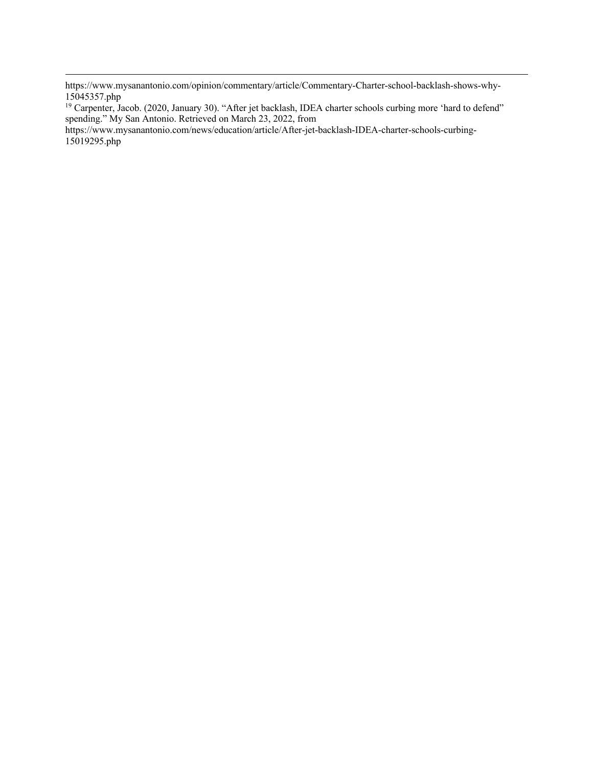https://www.mysanantonio.com/opinion/commentary/article/Commentary-Charter-school-backlash-shows-why-15045357.php

[19] Carpenter, Jacob. (2020, January 30). "After jet backlash, IDEA charter schools curbing more 'hard to defend" spending." My San Antonio. Retrieved on March 23, 2022, from https://www.mysanantonio.com/news/education/article/After-jet-backlash-IDEA-charter-schools-curbing-15019295.php